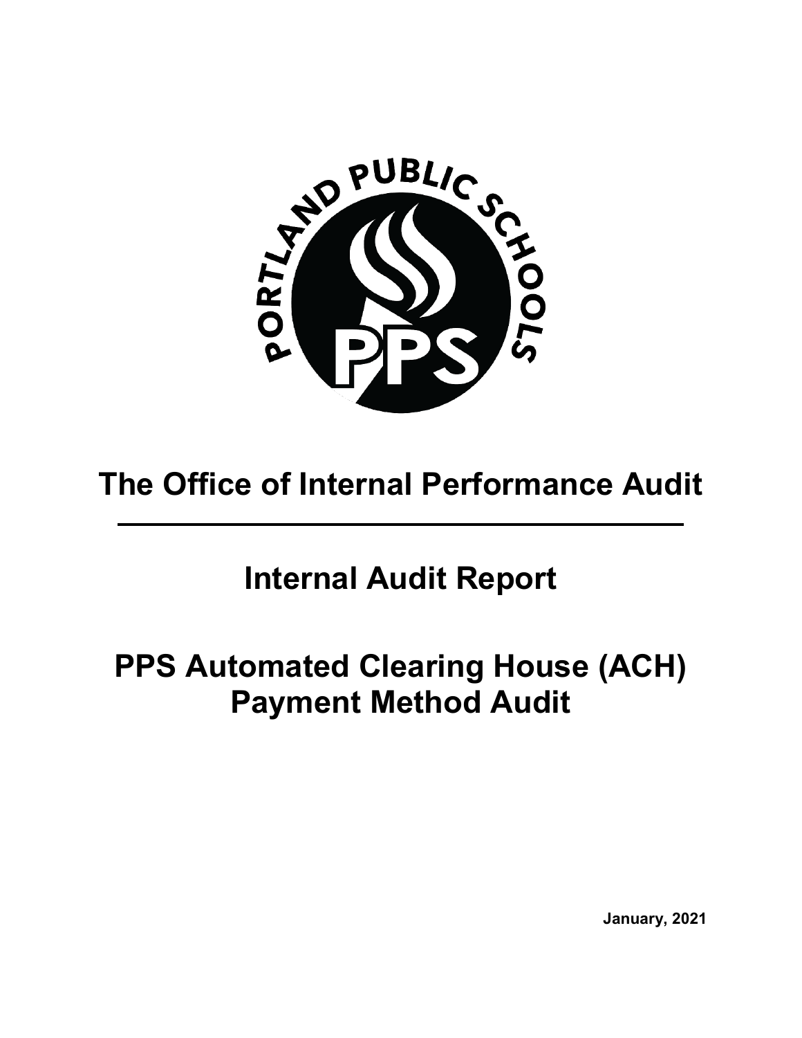# The Office of Internal Performance Audit

## Internal Audit Report

## PPS Automated Clearing House (ACH) Payment Method Audit

**January, 2021**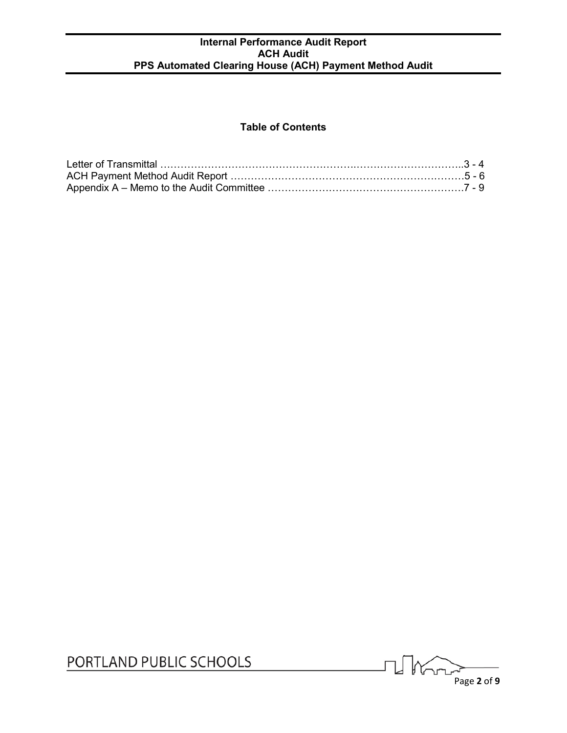## Table of Contents

Letter of Transmittal ……………………………………………………..…………………………..3 - 4
ACH Payment Method Audit Report ……………………………………………………………5 - 6
Appendix A – Memo to the Audit Committee ……………………………………………………7 - 9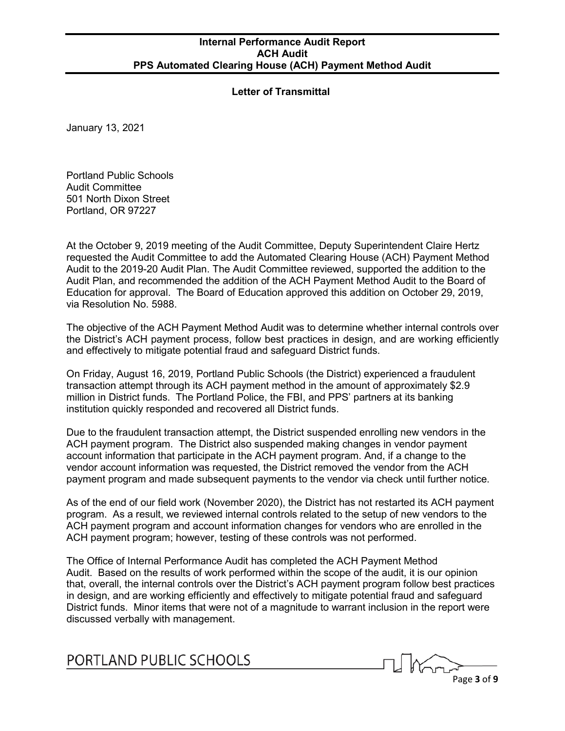## Letter of Transmittal

January 13, 2021

Portland Public Schools
Audit Committee
501 North Dixon Street
Portland, OR 97227

At the October 9, 2019 meeting of the Audit Committee, Deputy Superintendent Claire Hertz requested the Audit Committee to add the Automated Clearing House (ACH) Payment Method Audit to the 2019-20 Audit Plan. The Audit Committee reviewed, supported the addition to the Audit Plan, and recommended the addition of the ACH Payment Method Audit to the Board of Education for approval. The Board of Education approved this addition on October 29, 2019, via Resolution No. 5988.

The objective of the ACH Payment Method Audit was to determine whether internal controls over the District's ACH payment process, follow best practices in design, and are working efficiently and effectively to mitigate potential fraud and safeguard District funds.

On Friday, August 16, 2019, Portland Public Schools (the District) experienced a fraudulent transaction attempt through its ACH payment method in the amount of approximately $2.9 million in District funds. The Portland Police, the FBI, and PPS' partners at its banking institution quickly responded and recovered all District funds.

Due to the fraudulent transaction attempt, the District suspended enrolling new vendors in the ACH payment program. The District also suspended making changes in vendor payment account information that participate in the ACH payment program. And, if a change to the vendor account information was requested, the District removed the vendor from the ACH payment program and made subsequent payments to the vendor via check until further notice.

As of the end of our field work (November 2020), the District has not restarted its ACH payment program. As a result, we reviewed internal controls related to the setup of new vendors to the ACH payment program and account information changes for vendors who are enrolled in the ACH payment program; however, testing of these controls was not performed.

The Office of Internal Performance Audit has completed the ACH Payment Method Audit. Based on the results of work performed within the scope of the audit, it is our opinion that, overall, the internal controls over the District's ACH payment program follow best practices in design, and are working efficiently and effectively to mitigate potential fraud and safeguard District funds. Minor items that were not of a magnitude to warrant inclusion in the report were discussed verbally with management.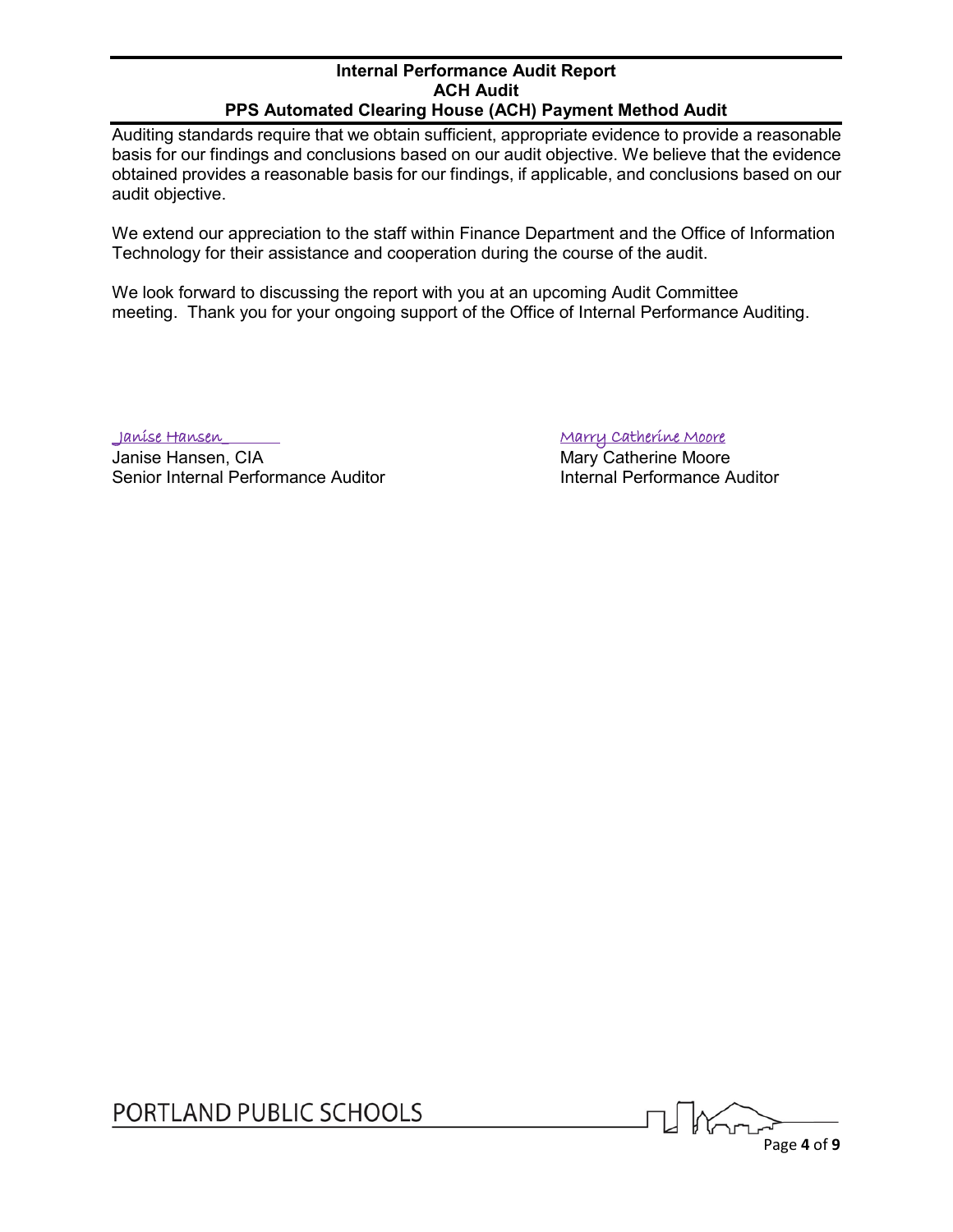Auditing standards require that we obtain sufficient, appropriate evidence to provide a reasonable basis for our findings and conclusions based on our audit objective. We believe that the evidence obtained provides a reasonable basis for our findings, if applicable, and conclusions based on our audit objective.

We extend our appreciation to the staff within Finance Department and the Office of Information Technology for their assistance and cooperation during the course of the audit.

We look forward to discussing the report with you at an upcoming Audit Committee meeting. Thank you for your ongoing support of the Office of Internal Performance Auditing.

_Janise Hansen_
Janise Hansen, CIA
Senior Internal Performance Auditor

Marry Catherine Moore
Mary Catherine Moore
Internal Performance Auditor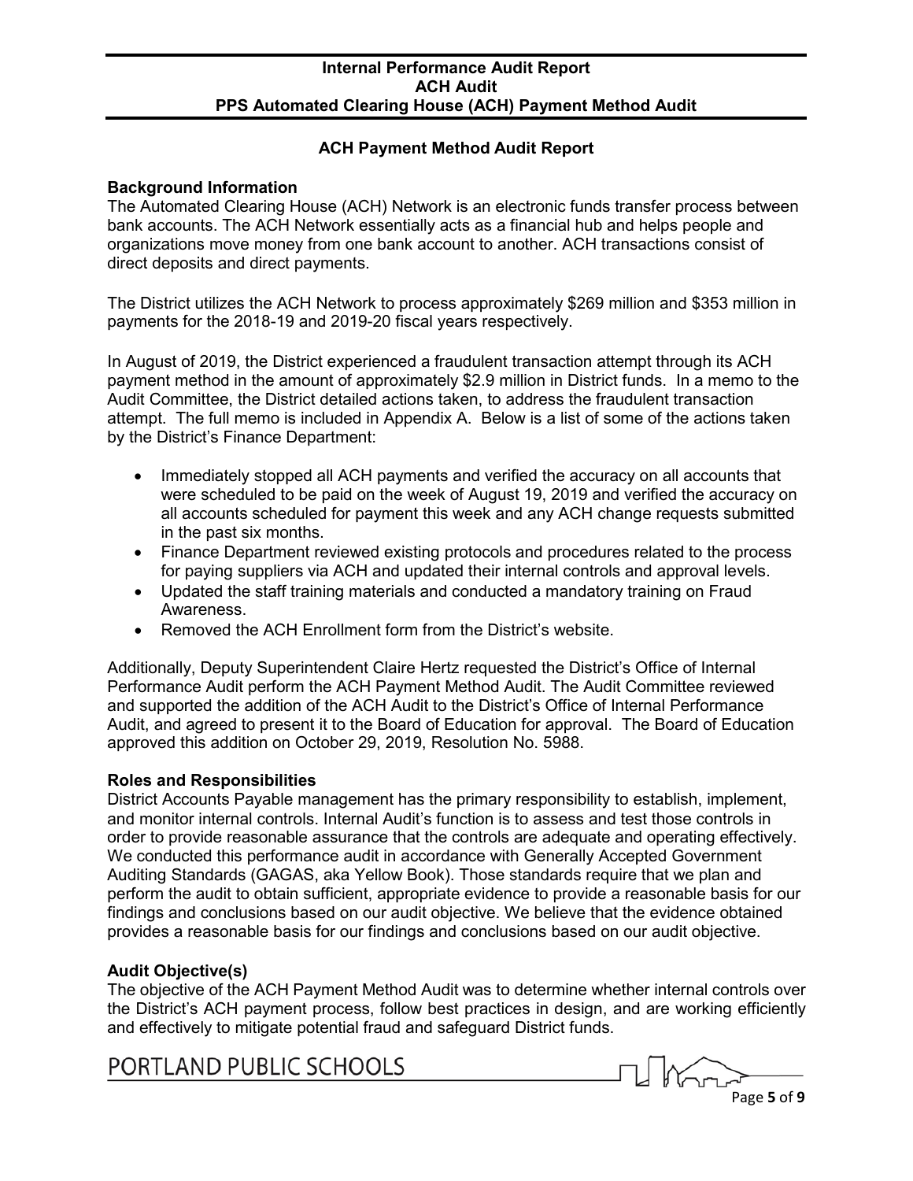## ACH Payment Method Audit Report

### Background Information

The Automated Clearing House (ACH) Network is an electronic funds transfer process between bank accounts. The ACH Network essentially acts as a financial hub and helps people and organizations move money from one bank account to another. ACH transactions consist of direct deposits and direct payments.

The District utilizes the ACH Network to process approximately $269 million and $353 million in payments for the 2018-19 and 2019-20 fiscal years respectively.

In August of 2019, the District experienced a fraudulent transaction attempt through its ACH payment method in the amount of approximately $2.9 million in District funds. In a memo to the Audit Committee, the District detailed actions taken, to address the fraudulent transaction attempt. The full memo is included in Appendix A. Below is a list of some of the actions taken by the District's Finance Department:

- Immediately stopped all ACH payments and verified the accuracy on all accounts that were scheduled to be paid on the week of August 19, 2019 and verified the accuracy on all accounts scheduled for payment this week and any ACH change requests submitted in the past six months.
- Finance Department reviewed existing protocols and procedures related to the process for paying suppliers via ACH and updated their internal controls and approval levels.
- Updated the staff training materials and conducted a mandatory training on Fraud Awareness.
- Removed the ACH Enrollment form from the District's website.

Additionally, Deputy Superintendent Claire Hertz requested the District's Office of Internal Performance Audit perform the ACH Payment Method Audit. The Audit Committee reviewed and supported the addition of the ACH Audit to the District's Office of Internal Performance Audit, and agreed to present it to the Board of Education for approval. The Board of Education approved this addition on October 29, 2019, Resolution No. 5988.

### Roles and Responsibilities

District Accounts Payable management has the primary responsibility to establish, implement, and monitor internal controls. Internal Audit's function is to assess and test those controls in order to provide reasonable assurance that the controls are adequate and operating effectively. We conducted this performance audit in accordance with Generally Accepted Government Auditing Standards (GAGAS, aka Yellow Book). Those standards require that we plan and perform the audit to obtain sufficient, appropriate evidence to provide a reasonable basis for our findings and conclusions based on our audit objective. We believe that the evidence obtained provides a reasonable basis for our findings and conclusions based on our audit objective.

### Audit Objective(s)

The objective of the ACH Payment Method Audit was to determine whether internal controls over the District's ACH payment process, follow best practices in design, and are working efficiently and effectively to mitigate potential fraud and safeguard District funds.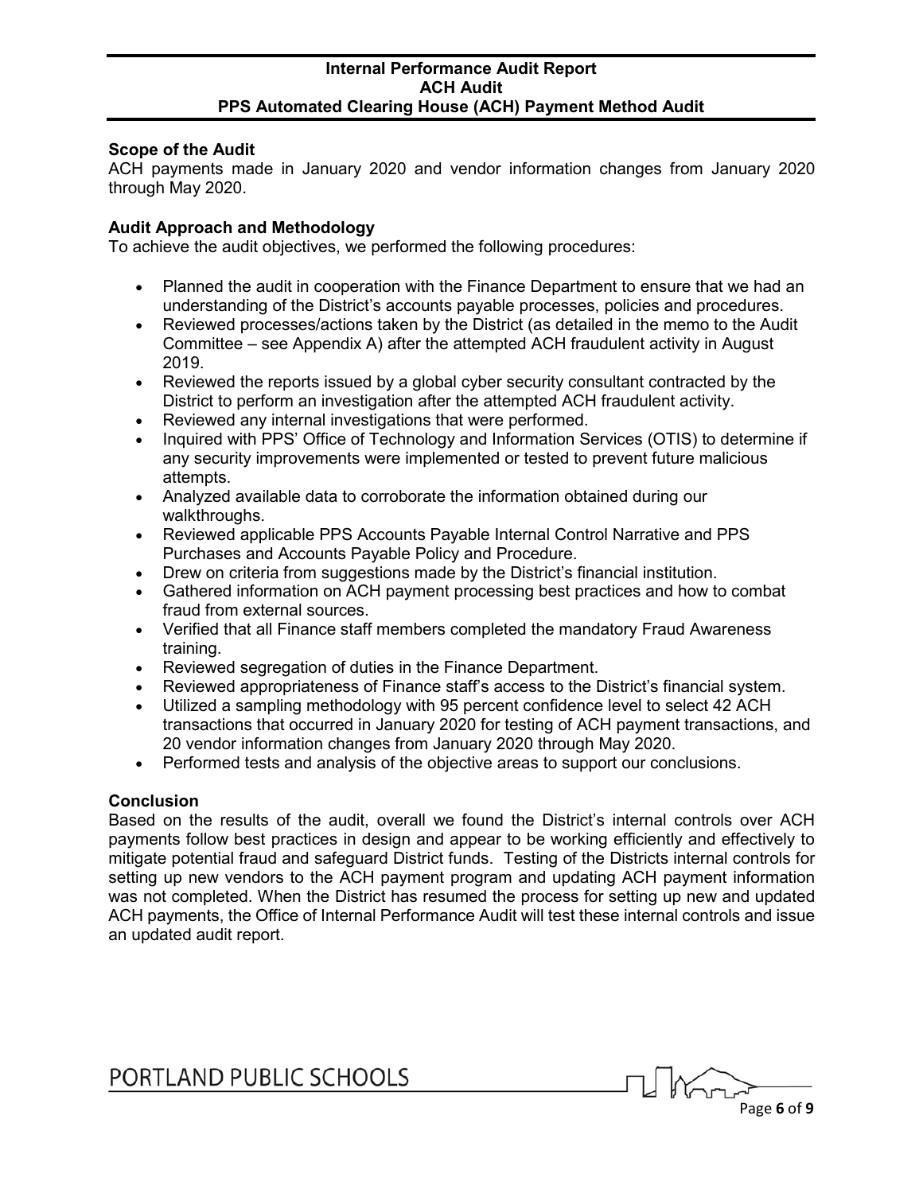## Scope of the Audit

ACH payments made in January 2020 and vendor information changes from January 2020 through May 2020.

## Audit Approach and Methodology

To achieve the audit objectives, we performed the following procedures:

- Planned the audit in cooperation with the Finance Department to ensure that we had an understanding of the District's accounts payable processes, policies and procedures.
- Reviewed processes/actions taken by the District (as detailed in the memo to the Audit Committee – see Appendix A) after the attempted ACH fraudulent activity in August 2019.
- Reviewed the reports issued by a global cyber security consultant contracted by the District to perform an investigation after the attempted ACH fraudulent activity.
- Reviewed any internal investigations that were performed.
- Inquired with PPS' Office of Technology and Information Services (OTIS) to determine if any security improvements were implemented or tested to prevent future malicious attempts.
- Analyzed available data to corroborate the information obtained during our walkthroughs.
- Reviewed applicable PPS Accounts Payable Internal Control Narrative and PPS Purchases and Accounts Payable Policy and Procedure.
- Drew on criteria from suggestions made by the District's financial institution.
- Gathered information on ACH payment processing best practices and how to combat fraud from external sources.
- Verified that all Finance staff members completed the mandatory Fraud Awareness training.
- Reviewed segregation of duties in the Finance Department.
- Reviewed appropriateness of Finance staff's access to the District's financial system.
- Utilized a sampling methodology with 95 percent confidence level to select 42 ACH transactions that occurred in January 2020 for testing of ACH payment transactions, and 20 vendor information changes from January 2020 through May 2020.
- Performed tests and analysis of the objective areas to support our conclusions.

## Conclusion

Based on the results of the audit, overall we found the District's internal controls over ACH payments follow best practices in design and appear to be working efficiently and effectively to mitigate potential fraud and safeguard District funds. Testing of the Districts internal controls for setting up new vendors to the ACH payment program and updating ACH payment information was not completed. When the District has resumed the process for setting up new and updated ACH payments, the Office of Internal Performance Audit will test these internal controls and issue an updated audit report.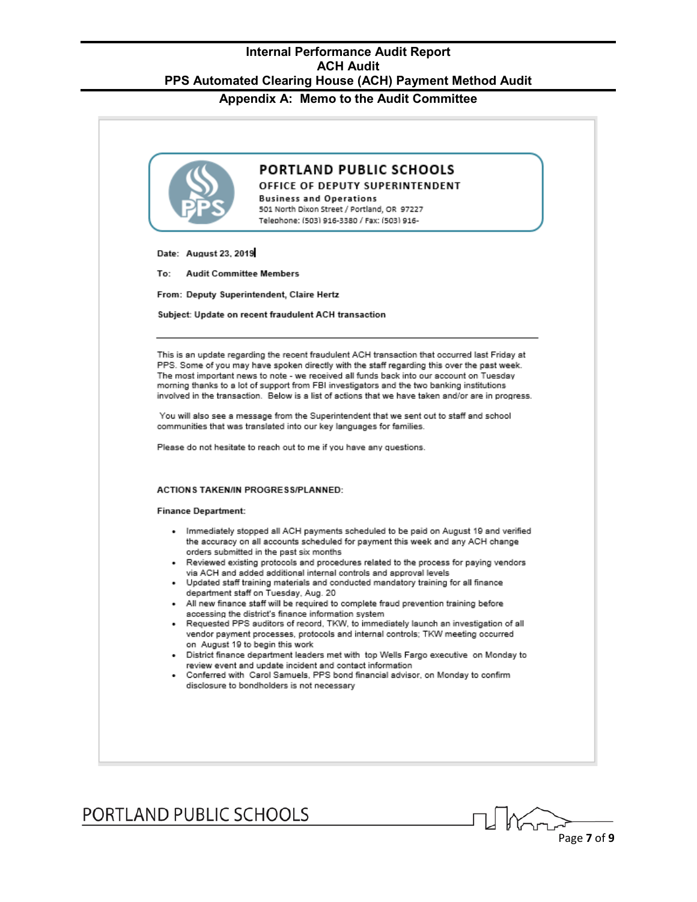## Appendix A: Memo to the Audit Committee

**PORTLAND PUBLIC SCHOOLS**
**OFFICE OF DEPUTY SUPERINTENDENT**
**Business and Operations**
501 North Dixon Street / Portland, OR 97227
Telephone: (503) 916-3380 / Fax: (503) 916-

**Date:** August 23, 2019

**To:** Audit Committee Members

**From:** Deputy Superintendent, Claire Hertz

**Subject:** Update on recent fraudulent ACH transaction

---

This is an update regarding the recent fraudulent ACH transaction that occurred last Friday at PPS. Some of you may have spoken directly with the staff regarding this over the past week. The most important news to note - we received all funds back into our account on Tuesday morning thanks to a lot of support from FBI investigators and the two banking institutions involved in the transaction. Below is a list of actions that we have taken and/or are in progress.

You will also see a message from the Superintendent that we sent out to staff and school communities that was translated into our key languages for families.

Please do not hesitate to reach out to me if you have any questions.

**ACTIONS TAKEN/IN PROGRESS/PLANNED:**

**Finance Department:**

- Immediately stopped all ACH payments scheduled to be paid on August 19 and verified the accuracy on all accounts scheduled for payment this week and any ACH change orders submitted in the past six months
- Reviewed existing protocols and procedures related to the process for paying vendors via ACH and added additional internal controls and approval levels
- Updated staff training materials and conducted mandatory training for all finance department staff on Tuesday, Aug. 20
- All new finance staff will be required to complete fraud prevention training before accessing the district's finance information system
- Requested PPS auditors of record, TKW, to immediately launch an investigation of all vendor payment processes, protocols and internal controls; TKW meeting occurred on August 19 to begin this work
- District finance department leaders met with top Wells Fargo executive on Monday to review event and update incident and contact information
- Conferred with Carol Samuels, PPS bond financial advisor, on Monday to confirm disclosure to bondholders is not necessary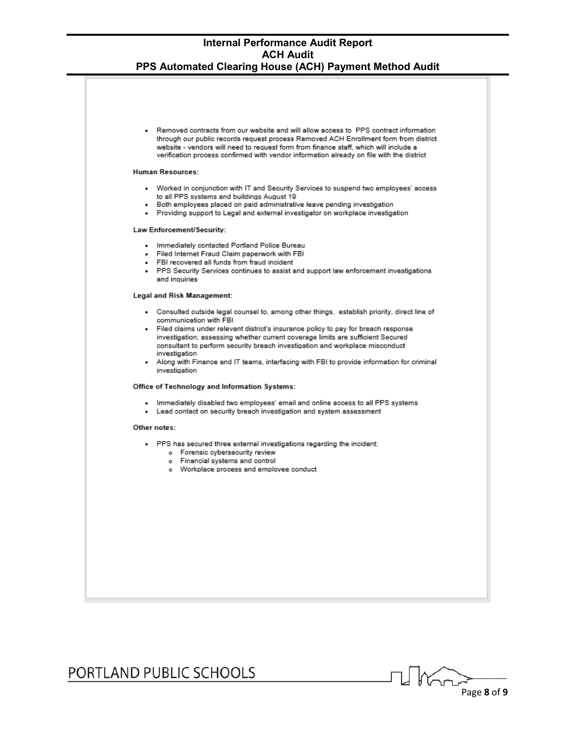- Removed contracts from our website and will allow access to PPS contract information through our public records request process Removed ACH Enrollment form from district website - vendors will need to request form from finance staff, which will include a verification process confirmed with vendor information already on file with the district

**Human Resources:**

- Worked in conjunction with IT and Security Services to suspend two employees' access to all PPS systems and buildings August 19
- Both employees placed on paid administrative leave pending investigation
- Providing support to Legal and external investigator on workplace investigation

**Law Enforcement/Security:**

- Immediately contacted Portland Police Bureau
- Filed Internet Fraud Claim paperwork with FBI
- FBI recovered all funds from fraud incident
- PPS Security Services continues to assist and support law enforcement investigations and inquiries

**Legal and Risk Management:**

- Consulted outside legal counsel to, among other things, establish priority, direct line of communication with FBI
- Filed claims under relevant district's insurance policy to pay for breach response investigation; assessing whether current coverage limits are sufficient Secured consultant to perform security breach investigation and workplace misconduct investigation
- Along with Finance and IT teams, interfacing with FBI to provide information for criminal investigation

**Office of Technology and Information Systems:**

- Immediately disabled two employees' email and online access to all PPS systems
- Lead contact on security breach investigation and system assessment

**Other notes:**

- PPS has secured three external investigations regarding the incident:
  - Forensic cybersecurity review
  - Financial systems and control
  - Workplace process and employee conduct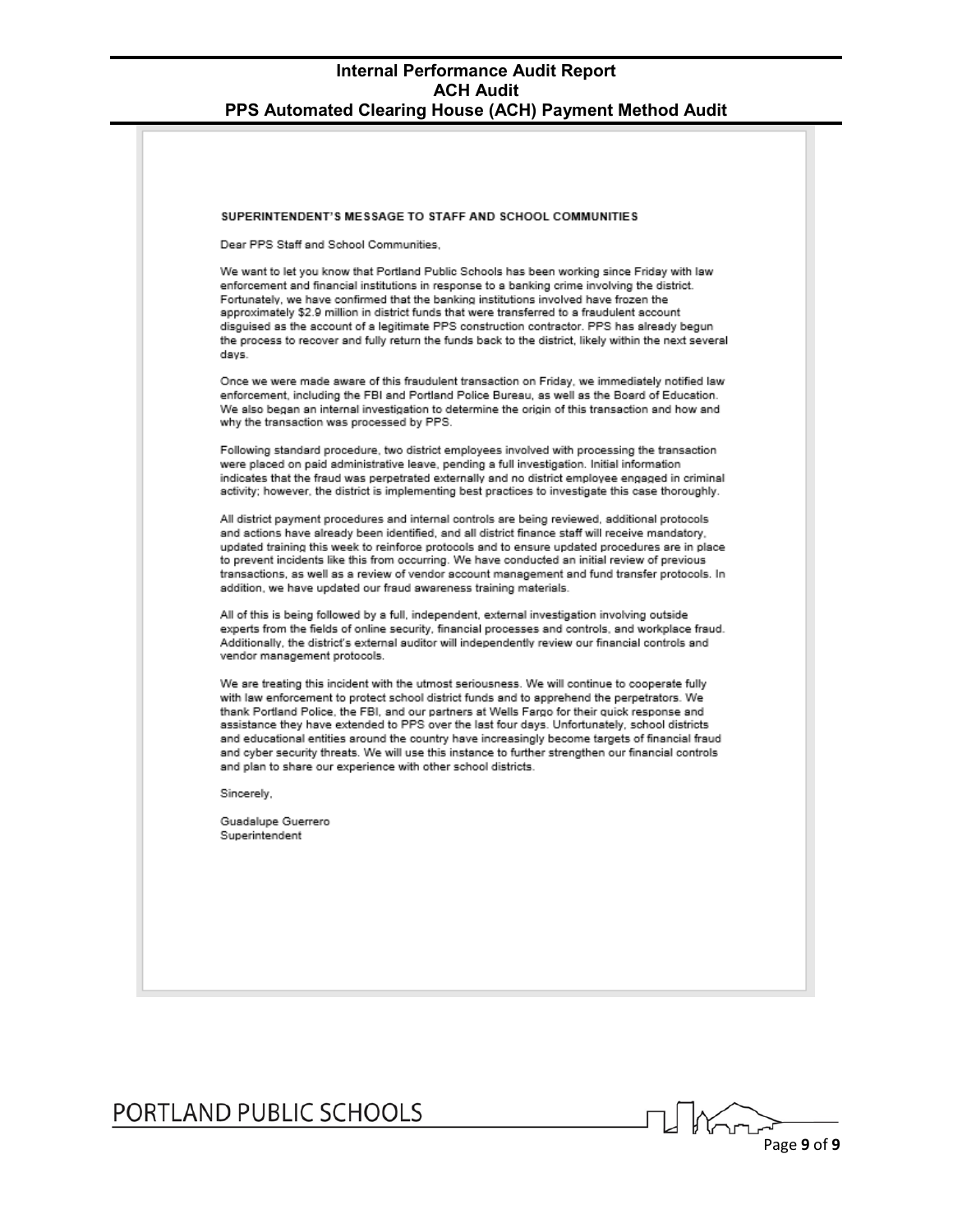SUPERINTENDENT'S MESSAGE TO STAFF AND SCHOOL COMMUNITIES

Dear PPS Staff and School Communities,

We want to let you know that Portland Public Schools has been working since Friday with law enforcement and financial institutions in response to a banking crime involving the district. Fortunately, we have confirmed that the banking institutions involved have frozen the approximately $2.9 million in district funds that were transferred to a fraudulent account disguised as the account of a legitimate PPS construction contractor. PPS has already begun the process to recover and fully return the funds back to the district, likely within the next several days.

Once we were made aware of this fraudulent transaction on Friday, we immediately notified law enforcement, including the FBI and Portland Police Bureau, as well as the Board of Education. We also began an internal investigation to determine the origin of this transaction and how and why the transaction was processed by PPS.

Following standard procedure, two district employees involved with processing the transaction were placed on paid administrative leave, pending a full investigation. Initial information indicates that the fraud was perpetrated externally and no district employee engaged in criminal activity; however, the district is implementing best practices to investigate this case thoroughly.

All district payment procedures and internal controls are being reviewed, additional protocols and actions have already been identified, and all district finance staff will receive mandatory, updated training this week to reinforce protocols and to ensure updated procedures are in place to prevent incidents like this from occurring. We have conducted an initial review of previous transactions, as well as a review of vendor account management and fund transfer protocols. In addition, we have updated our fraud awareness training materials.

All of this is being followed by a full, independent, external investigation involving outside experts from the fields of online security, financial processes and controls, and workplace fraud. Additionally, the district's external auditor will independently review our financial controls and vendor management protocols.

We are treating this incident with the utmost seriousness. We will continue to cooperate fully with law enforcement to protect school district funds and to apprehend the perpetrators. We thank Portland Police, the FBI, and our partners at Wells Fargo for their quick response and assistance they have extended to PPS over the last four days. Unfortunately, school districts and educational entities around the country have increasingly become targets of financial fraud and cyber security threats. We will use this instance to further strengthen our financial controls and plan to share our experience with other school districts.

Sincerely,

Guadalupe Guerrero
Superintendent